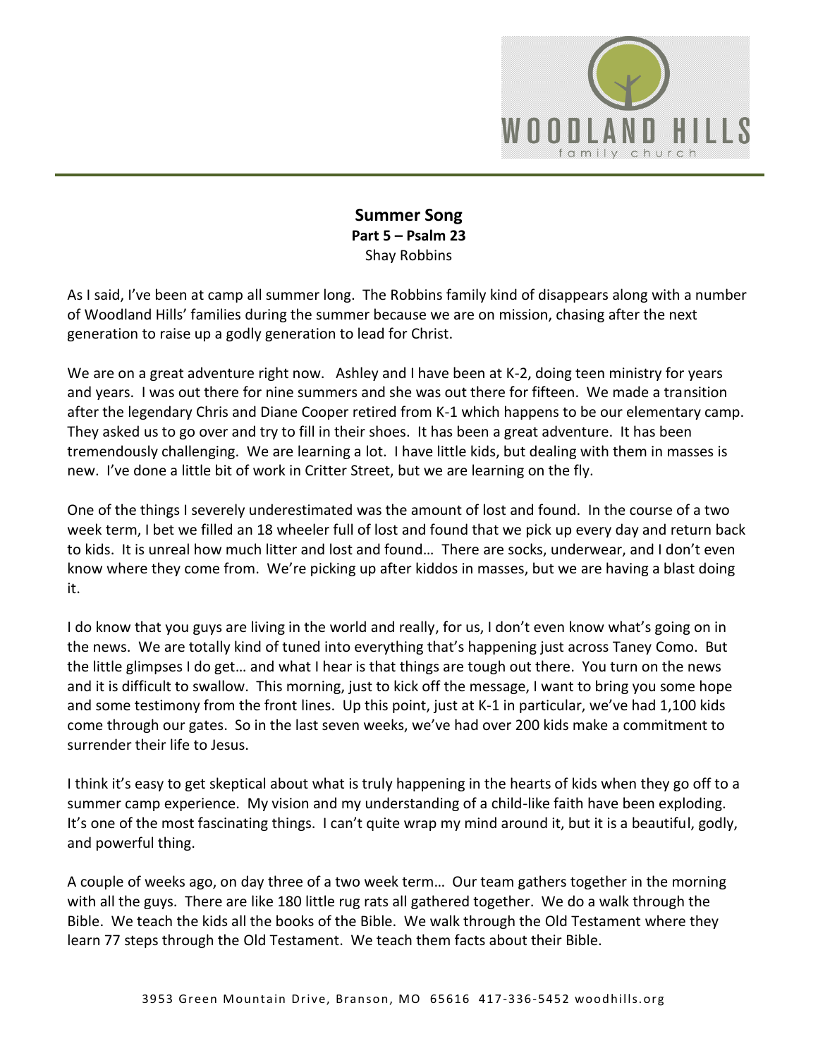# Summer Song

**Part 5 – Psalm 23**

Shay Robbins

As I said, I've been at camp all summer long. The Robbins family kind of disappears along with a number of Woodland Hills' families during the summer because we are on mission, chasing after the next generation to raise up a godly generation to lead for Christ.

We are on a great adventure right now. Ashley and I have been at K-2, doing teen ministry for years and years. I was out there for nine summers and she was out there for fifteen. We made a transition after the legendary Chris and Diane Cooper retired from K-1 which happens to be our elementary camp. They asked us to go over and try to fill in their shoes. It has been a great adventure. It has been tremendously challenging. We are learning a lot. I have little kids, but dealing with them in masses is new. I've done a little bit of work in Critter Street, but we are learning on the fly.

One of the things I severely underestimated was the amount of lost and found. In the course of a two week term, I bet we filled an 18 wheeler full of lost and found that we pick up every day and return back to kids. It is unreal how much litter and lost and found… There are socks, underwear, and I don't even know where they come from. We're picking up after kiddos in masses, but we are having a blast doing it.

I do know that you guys are living in the world and really, for us, I don't even know what's going on in the news. We are totally kind of tuned into everything that's happening just across Taney Como. But the little glimpses I do get… and what I hear is that things are tough out there. You turn on the news and it is difficult to swallow. This morning, just to kick off the message, I want to bring you some hope and some testimony from the front lines. Up this point, just at K-1 in particular, we've had 1,100 kids come through our gates. So in the last seven weeks, we've had over 200 kids make a commitment to surrender their life to Jesus.

I think it's easy to get skeptical about what is truly happening in the hearts of kids when they go off to a summer camp experience. My vision and my understanding of a child-like faith have been exploding. It's one of the most fascinating things. I can't quite wrap my mind around it, but it is a beautiful, godly, and powerful thing.

A couple of weeks ago, on day three of a two week term… Our team gathers together in the morning with all the guys. There are like 180 little rug rats all gathered together. We do a walk through the Bible. We teach the kids all the books of the Bible. We walk through the Old Testament where they learn 77 steps through the Old Testament. We teach them facts about their Bible.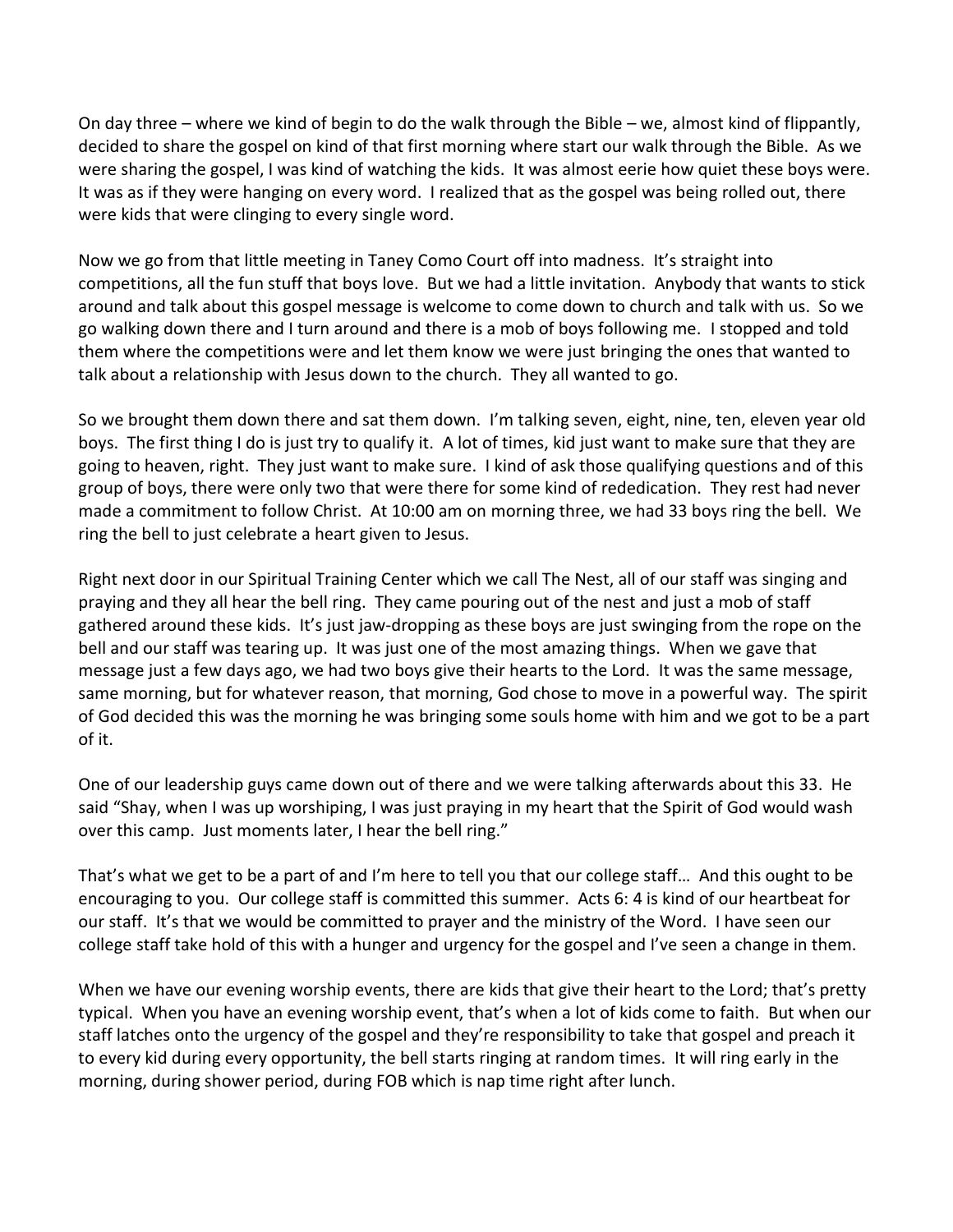On day three – where we kind of begin to do the walk through the Bible – we, almost kind of flippantly, decided to share the gospel on kind of that first morning where start our walk through the Bible. As we were sharing the gospel, I was kind of watching the kids. It was almost eerie how quiet these boys were. It was as if they were hanging on every word. I realized that as the gospel was being rolled out, there were kids that were clinging to every single word.

Now we go from that little meeting in Taney Como Court off into madness. It's straight into competitions, all the fun stuff that boys love. But we had a little invitation. Anybody that wants to stick around and talk about this gospel message is welcome to come down to church and talk with us. So we go walking down there and I turn around and there is a mob of boys following me. I stopped and told them where the competitions were and let them know we were just bringing the ones that wanted to talk about a relationship with Jesus down to the church. They all wanted to go.

So we brought them down there and sat them down. I'm talking seven, eight, nine, ten, eleven year old boys. The first thing I do is just try to qualify it. A lot of times, kid just want to make sure that they are going to heaven, right. They just want to make sure. I kind of ask those qualifying questions and of this group of boys, there were only two that were there for some kind of rededication. They rest had never made a commitment to follow Christ. At 10:00 am on morning three, we had 33 boys ring the bell. We ring the bell to just celebrate a heart given to Jesus.

Right next door in our Spiritual Training Center which we call The Nest, all of our staff was singing and praying and they all hear the bell ring. They came pouring out of the nest and just a mob of staff gathered around these kids. It's just jaw-dropping as these boys are just swinging from the rope on the bell and our staff was tearing up. It was just one of the most amazing things. When we gave that message just a few days ago, we had two boys give their hearts to the Lord. It was the same message, same morning, but for whatever reason, that morning, God chose to move in a powerful way. The spirit of God decided this was the morning he was bringing some souls home with him and we got to be a part of it.

One of our leadership guys came down out of there and we were talking afterwards about this 33. He said "Shay, when I was up worshiping, I was just praying in my heart that the Spirit of God would wash over this camp. Just moments later, I hear the bell ring."

That's what we get to be a part of and I'm here to tell you that our college staff… And this ought to be encouraging to you. Our college staff is committed this summer. Acts 6: 4 is kind of our heartbeat for our staff. It's that we would be committed to prayer and the ministry of the Word. I have seen our college staff take hold of this with a hunger and urgency for the gospel and I've seen a change in them.

When we have our evening worship events, there are kids that give their heart to the Lord; that's pretty typical. When you have an evening worship event, that's when a lot of kids come to faith. But when our staff latches onto the urgency of the gospel and they're responsibility to take that gospel and preach it to every kid during every opportunity, the bell starts ringing at random times. It will ring early in the morning, during shower period, during FOB which is nap time right after lunch.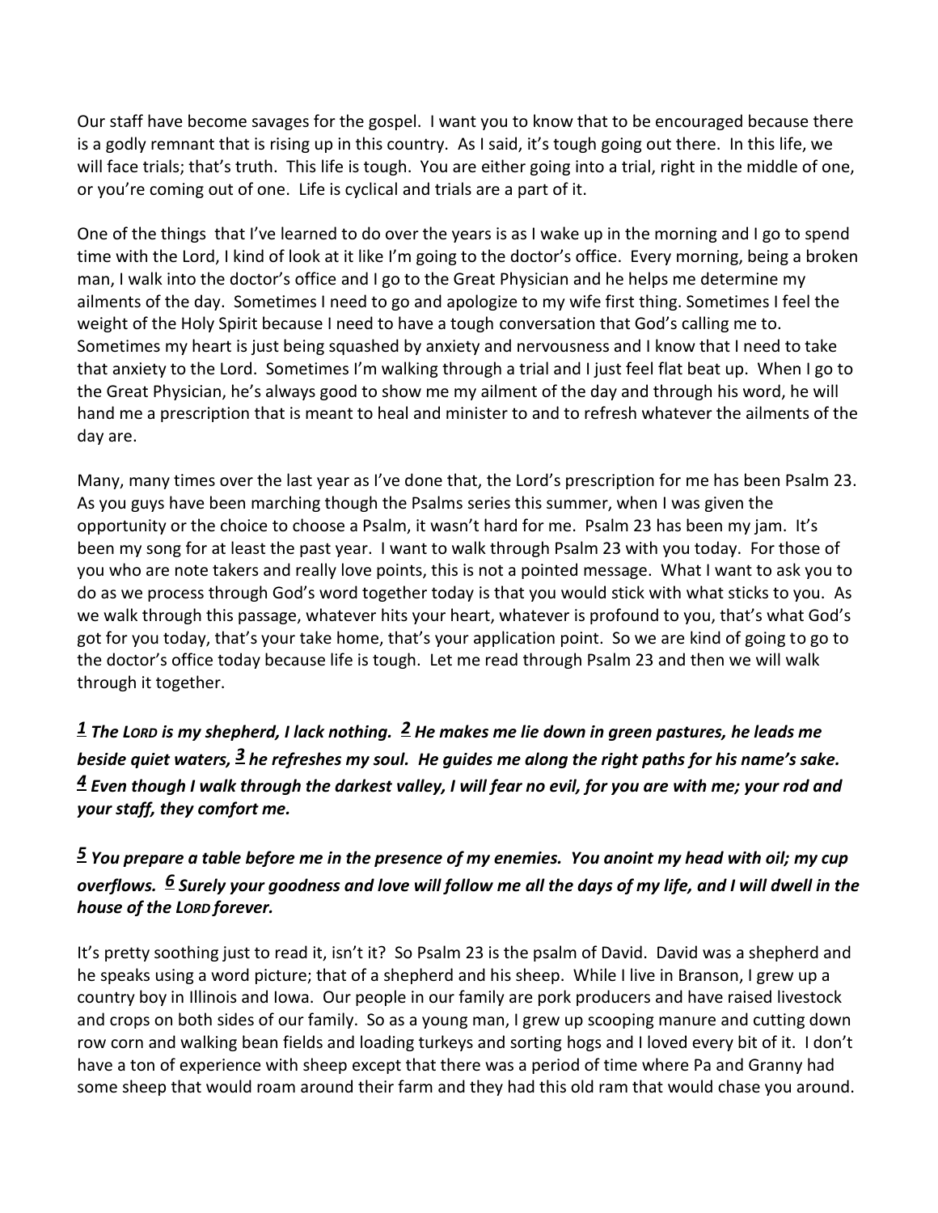Our staff have become savages for the gospel. I want you to know that to be encouraged because there is a godly remnant that is rising up in this country. As I said, it's tough going out there. In this life, we will face trials; that's truth. This life is tough. You are either going into a trial, right in the middle of one, or you're coming out of one. Life is cyclical and trials are a part of it.

One of the things that I've learned to do over the years is as I wake up in the morning and I go to spend time with the Lord, I kind of look at it like I'm going to the doctor's office. Every morning, being a broken man, I walk into the doctor's office and I go to the Great Physician and he helps me determine my ailments of the day. Sometimes I need to go and apologize to my wife first thing. Sometimes I feel the weight of the Holy Spirit because I need to have a tough conversation that God's calling me to. Sometimes my heart is just being squashed by anxiety and nervousness and I know that I need to take that anxiety to the Lord. Sometimes I'm walking through a trial and I just feel flat beat up. When I go to the Great Physician, he's always good to show me my ailment of the day and through his word, he will hand me a prescription that is meant to heal and minister to and to refresh whatever the ailments of the day are.

Many, many times over the last year as I've done that, the Lord's prescription for me has been Psalm 23. As you guys have been marching though the Psalms series this summer, when I was given the opportunity or the choice to choose a Psalm, it wasn't hard for me. Psalm 23 has been my jam. It's been my song for at least the past year. I want to walk through Psalm 23 with you today. For those of you who are note takers and really love points, this is not a pointed message. What I want to ask you to do as we process through God's word together today is that you would stick with what sticks to you. As we walk through this passage, whatever hits your heart, whatever is profound to you, that's what God's got for you today, that's your take home, that's your application point. So we are kind of going to go to the doctor's office today because life is tough. Let me read through Psalm 23 and then we will walk through it together.

***1** The LORD is my shepherd, I lack nothing. **2** He makes me lie down in green pastures, he leads me beside quiet waters, **3** he refreshes my soul. He guides me along the right paths for his name's sake. **4** Even though I walk through the darkest valley, I will fear no evil, for you are with me; your rod and your staff, they comfort me.*

***5** You prepare a table before me in the presence of my enemies. You anoint my head with oil; my cup overflows. **6** Surely your goodness and love will follow me all the days of my life, and I will dwell in the house of the LORD forever.*

It's pretty soothing just to read it, isn't it? So Psalm 23 is the psalm of David. David was a shepherd and he speaks using a word picture; that of a shepherd and his sheep. While I live in Branson, I grew up a country boy in Illinois and Iowa. Our people in our family are pork producers and have raised livestock and crops on both sides of our family. So as a young man, I grew up scooping manure and cutting down row corn and walking bean fields and loading turkeys and sorting hogs and I loved every bit of it. I don't have a ton of experience with sheep except that there was a period of time where Pa and Granny had some sheep that would roam around their farm and they had this old ram that would chase you around.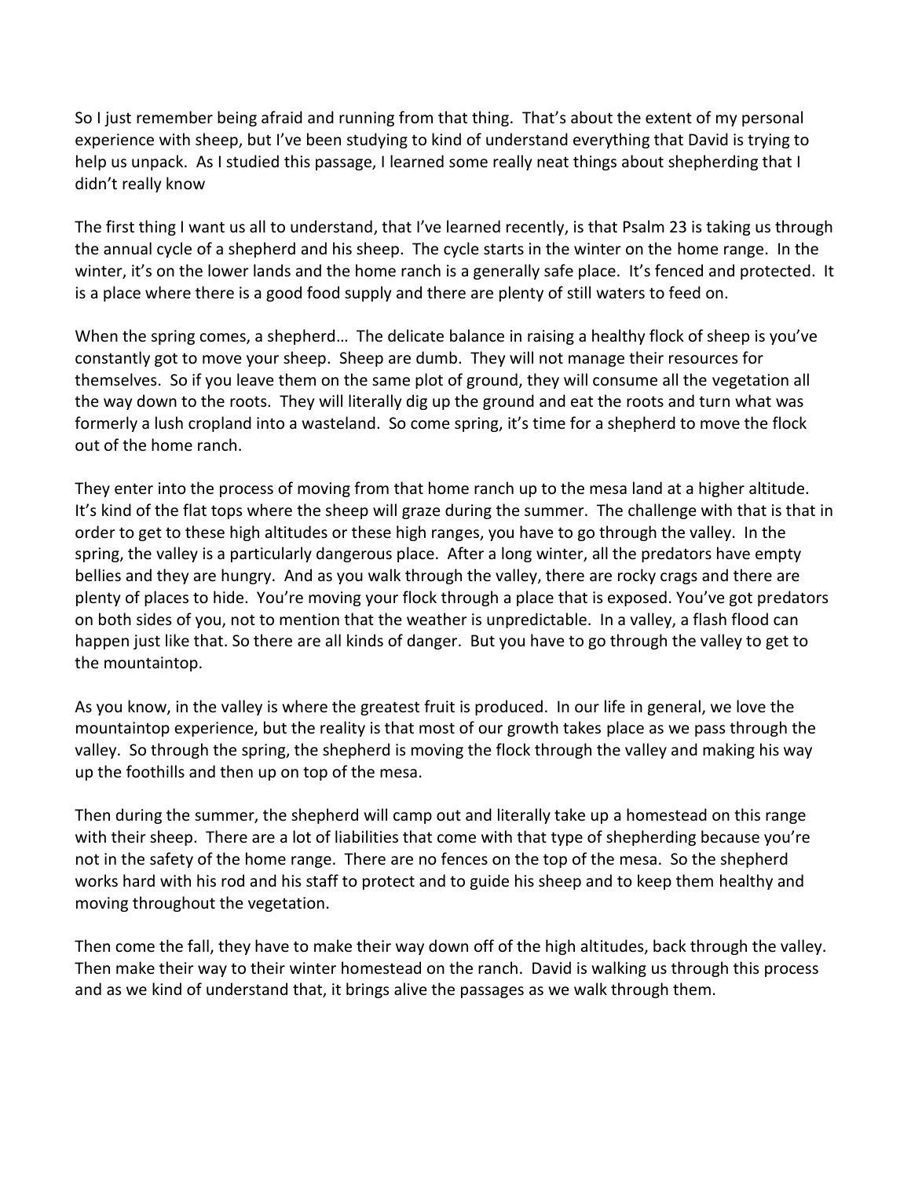So I just remember being afraid and running from that thing. That's about the extent of my personal experience with sheep, but I've been studying to kind of understand everything that David is trying to help us unpack. As I studied this passage, I learned some really neat things about shepherding that I didn't really know

The first thing I want us all to understand, that I've learned recently, is that Psalm 23 is taking us through the annual cycle of a shepherd and his sheep. The cycle starts in the winter on the home range. In the winter, it's on the lower lands and the home ranch is a generally safe place. It's fenced and protected. It is a place where there is a good food supply and there are plenty of still waters to feed on.

When the spring comes, a shepherd… The delicate balance in raising a healthy flock of sheep is you've constantly got to move your sheep. Sheep are dumb. They will not manage their resources for themselves. So if you leave them on the same plot of ground, they will consume all the vegetation all the way down to the roots. They will literally dig up the ground and eat the roots and turn what was formerly a lush cropland into a wasteland. So come spring, it's time for a shepherd to move the flock out of the home ranch.

They enter into the process of moving from that home ranch up to the mesa land at a higher altitude. It's kind of the flat tops where the sheep will graze during the summer. The challenge with that is that in order to get to these high altitudes or these high ranges, you have to go through the valley. In the spring, the valley is a particularly dangerous place. After a long winter, all the predators have empty bellies and they are hungry. And as you walk through the valley, there are rocky crags and there are plenty of places to hide. You're moving your flock through a place that is exposed. You've got predators on both sides of you, not to mention that the weather is unpredictable. In a valley, a flash flood can happen just like that. So there are all kinds of danger. But you have to go through the valley to get to the mountaintop.

As you know, in the valley is where the greatest fruit is produced. In our life in general, we love the mountaintop experience, but the reality is that most of our growth takes place as we pass through the valley. So through the spring, the shepherd is moving the flock through the valley and making his way up the foothills and then up on top of the mesa.

Then during the summer, the shepherd will camp out and literally take up a homestead on this range with their sheep. There are a lot of liabilities that come with that type of shepherding because you're not in the safety of the home range. There are no fences on the top of the mesa. So the shepherd works hard with his rod and his staff to protect and to guide his sheep and to keep them healthy and moving throughout the vegetation.

Then come the fall, they have to make their way down off of the high altitudes, back through the valley. Then make their way to their winter homestead on the ranch. David is walking us through this process and as we kind of understand that, it brings alive the passages as we walk through them.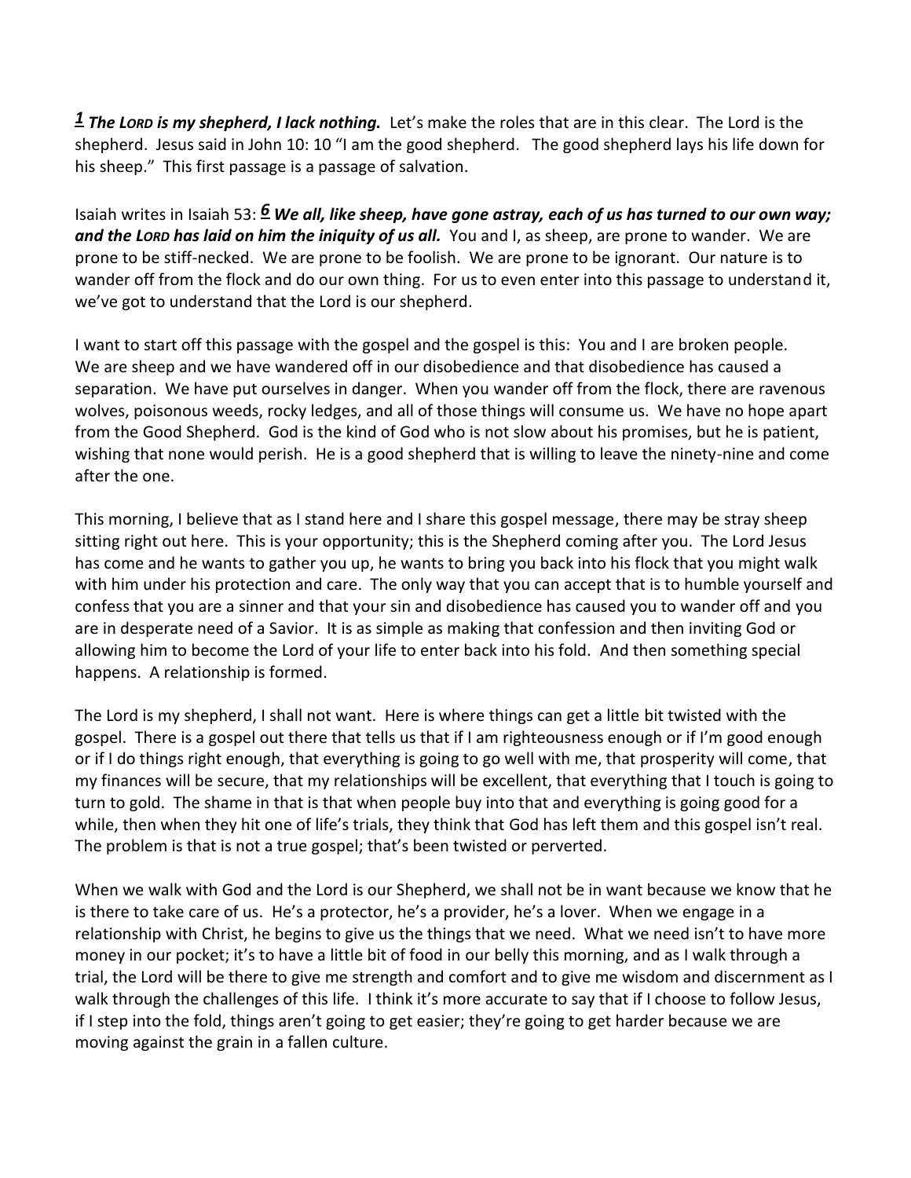***1*** ***The LORD is my shepherd, I lack nothing.*** Let's make the roles that are in this clear. The Lord is the shepherd. Jesus said in John 10: 10 "I am the good shepherd. The good shepherd lays his life down for his sheep." This first passage is a passage of salvation.

Isaiah writes in Isaiah 53: ***6*** ***We all, like sheep, have gone astray, each of us has turned to our own way; and the LORD has laid on him the iniquity of us all.*** You and I, as sheep, are prone to wander. We are prone to be stiff-necked. We are prone to be foolish. We are prone to be ignorant. Our nature is to wander off from the flock and do our own thing. For us to even enter into this passage to understand it, we've got to understand that the Lord is our shepherd.

I want to start off this passage with the gospel and the gospel is this: You and I are broken people. We are sheep and we have wandered off in our disobedience and that disobedience has caused a separation. We have put ourselves in danger. When you wander off from the flock, there are ravenous wolves, poisonous weeds, rocky ledges, and all of those things will consume us. We have no hope apart from the Good Shepherd. God is the kind of God who is not slow about his promises, but he is patient, wishing that none would perish. He is a good shepherd that is willing to leave the ninety-nine and come after the one.

This morning, I believe that as I stand here and I share this gospel message, there may be stray sheep sitting right out here. This is your opportunity; this is the Shepherd coming after you. The Lord Jesus has come and he wants to gather you up, he wants to bring you back into his flock that you might walk with him under his protection and care. The only way that you can accept that is to humble yourself and confess that you are a sinner and that your sin and disobedience has caused you to wander off and you are in desperate need of a Savior. It is as simple as making that confession and then inviting God or allowing him to become the Lord of your life to enter back into his fold. And then something special happens. A relationship is formed.

The Lord is my shepherd, I shall not want. Here is where things can get a little bit twisted with the gospel. There is a gospel out there that tells us that if I am righteousness enough or if I'm good enough or if I do things right enough, that everything is going to go well with me, that prosperity will come, that my finances will be secure, that my relationships will be excellent, that everything that I touch is going to turn to gold. The shame in that is that when people buy into that and everything is going good for a while, then when they hit one of life's trials, they think that God has left them and this gospel isn't real. The problem is that is not a true gospel; that's been twisted or perverted.

When we walk with God and the Lord is our Shepherd, we shall not be in want because we know that he is there to take care of us. He's a protector, he's a provider, he's a lover. When we engage in a relationship with Christ, he begins to give us the things that we need. What we need isn't to have more money in our pocket; it's to have a little bit of food in our belly this morning, and as I walk through a trial, the Lord will be there to give me strength and comfort and to give me wisdom and discernment as I walk through the challenges of this life. I think it's more accurate to say that if I choose to follow Jesus, if I step into the fold, things aren't going to get easier; they're going to get harder because we are moving against the grain in a fallen culture.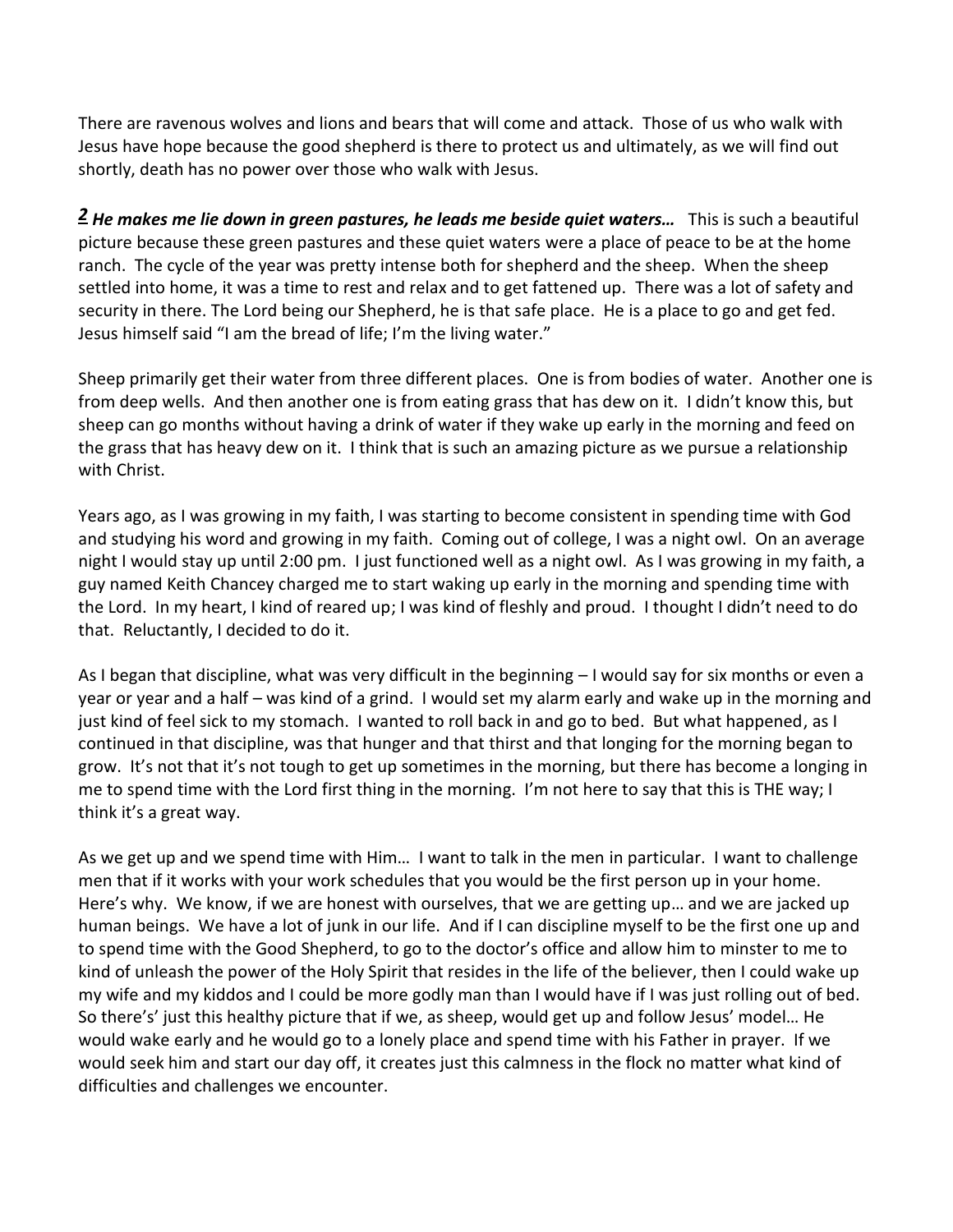There are ravenous wolves and lions and bears that will come and attack. Those of us who walk with Jesus have hope because the good shepherd is there to protect us and ultimately, as we will find out shortly, death has no power over those who walk with Jesus.

***2*** ***He makes me lie down in green pastures, he leads me beside quiet waters…*** This is such a beautiful picture because these green pastures and these quiet waters were a place of peace to be at the home ranch. The cycle of the year was pretty intense both for shepherd and the sheep. When the sheep settled into home, it was a time to rest and relax and to get fattened up. There was a lot of safety and security in there. The Lord being our Shepherd, he is that safe place. He is a place to go and get fed. Jesus himself said "I am the bread of life; I'm the living water."

Sheep primarily get their water from three different places. One is from bodies of water. Another one is from deep wells. And then another one is from eating grass that has dew on it. I didn't know this, but sheep can go months without having a drink of water if they wake up early in the morning and feed on the grass that has heavy dew on it. I think that is such an amazing picture as we pursue a relationship with Christ.

Years ago, as I was growing in my faith, I was starting to become consistent in spending time with God and studying his word and growing in my faith. Coming out of college, I was a night owl. On an average night I would stay up until 2:00 pm. I just functioned well as a night owl. As I was growing in my faith, a guy named Keith Chancey charged me to start waking up early in the morning and spending time with the Lord. In my heart, I kind of reared up; I was kind of fleshly and proud. I thought I didn't need to do that. Reluctantly, I decided to do it.

As I began that discipline, what was very difficult in the beginning – I would say for six months or even a year or year and a half – was kind of a grind. I would set my alarm early and wake up in the morning and just kind of feel sick to my stomach. I wanted to roll back in and go to bed. But what happened, as I continued in that discipline, was that hunger and that thirst and that longing for the morning began to grow. It's not that it's not tough to get up sometimes in the morning, but there has become a longing in me to spend time with the Lord first thing in the morning. I'm not here to say that this is THE way; I think it's a great way.

As we get up and we spend time with Him… I want to talk in the men in particular. I want to challenge men that if it works with your work schedules that you would be the first person up in your home. Here's why. We know, if we are honest with ourselves, that we are getting up… and we are jacked up human beings. We have a lot of junk in our life. And if I can discipline myself to be the first one up and to spend time with the Good Shepherd, to go to the doctor's office and allow him to minster to me to kind of unleash the power of the Holy Spirit that resides in the life of the believer, then I could wake up my wife and my kiddos and I could be more godly man than I would have if I was just rolling out of bed. So there's' just this healthy picture that if we, as sheep, would get up and follow Jesus' model… He would wake early and he would go to a lonely place and spend time with his Father in prayer. If we would seek him and start our day off, it creates just this calmness in the flock no matter what kind of difficulties and challenges we encounter.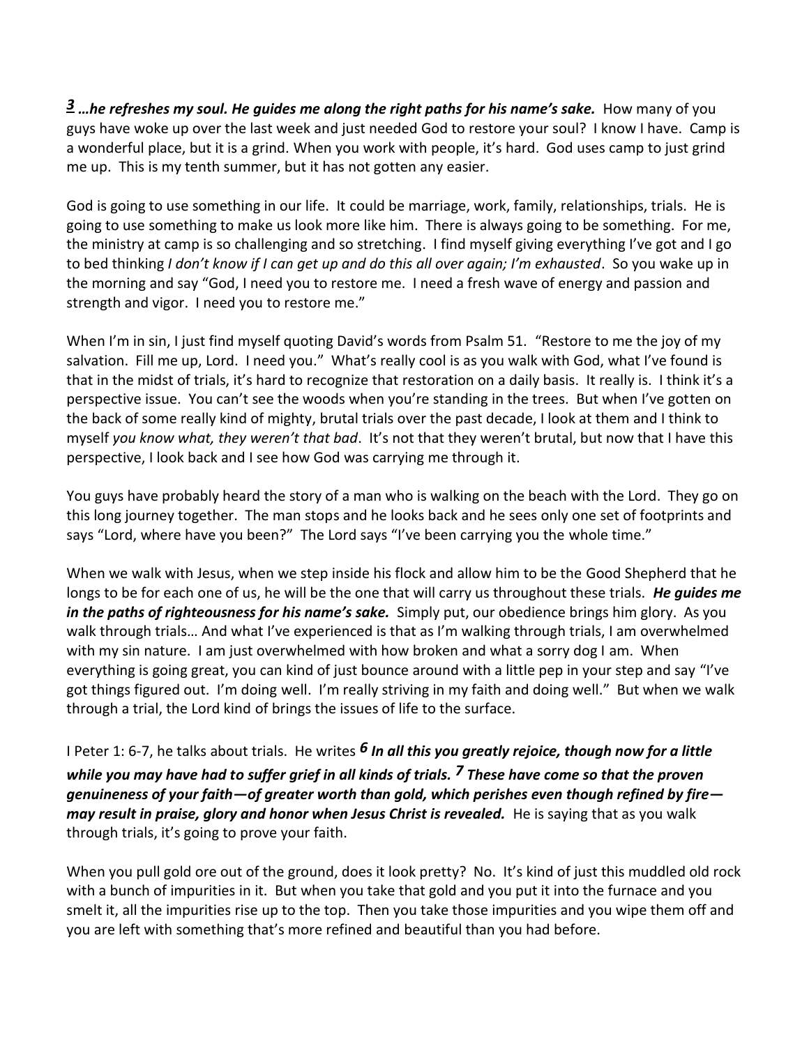***3*** ***…he refreshes my soul. He guides me along the right paths for his name's sake.*** How many of you guys have woke up over the last week and just needed God to restore your soul? I know I have. Camp is a wonderful place, but it is a grind. When you work with people, it's hard. God uses camp to just grind me up. This is my tenth summer, but it has not gotten any easier.

God is going to use something in our life. It could be marriage, work, family, relationships, trials. He is going to use something to make us look more like him. There is always going to be something. For me, the ministry at camp is so challenging and so stretching. I find myself giving everything I've got and I go to bed thinking *I don't know if I can get up and do this all over again; I'm exhausted*. So you wake up in the morning and say "God, I need you to restore me. I need a fresh wave of energy and passion and strength and vigor. I need you to restore me."

When I'm in sin, I just find myself quoting David's words from Psalm 51. "Restore to me the joy of my salvation. Fill me up, Lord. I need you." What's really cool is as you walk with God, what I've found is that in the midst of trials, it's hard to recognize that restoration on a daily basis. It really is. I think it's a perspective issue. You can't see the woods when you're standing in the trees. But when I've gotten on the back of some really kind of mighty, brutal trials over the past decade, I look at them and I think to myself *you know what, they weren't that bad*. It's not that they weren't brutal, but now that I have this perspective, I look back and I see how God was carrying me through it.

You guys have probably heard the story of a man who is walking on the beach with the Lord. They go on this long journey together. The man stops and he looks back and he sees only one set of footprints and says "Lord, where have you been?" The Lord says "I've been carrying you the whole time."

When we walk with Jesus, when we step inside his flock and allow him to be the Good Shepherd that he longs to be for each one of us, he will be the one that will carry us throughout these trials. ***He guides me in the paths of righteousness for his name's sake.*** Simply put, our obedience brings him glory. As you walk through trials… And what I've experienced is that as I'm walking through trials, I am overwhelmed with my sin nature. I am just overwhelmed with how broken and what a sorry dog I am. When everything is going great, you can kind of just bounce around with a little pep in your step and say "I've got things figured out. I'm doing well. I'm really striving in my faith and doing well." But when we walk through a trial, the Lord kind of brings the issues of life to the surface.

I Peter 1: 6-7, he talks about trials. He writes ***6 In all this you greatly rejoice, though now for a little while you may have had to suffer grief in all kinds of trials. 7 These have come so that the proven genuineness of your faith—of greater worth than gold, which perishes even though refined by fire—may result in praise, glory and honor when Jesus Christ is revealed.*** He is saying that as you walk through trials, it's going to prove your faith.

When you pull gold ore out of the ground, does it look pretty? No. It's kind of just this muddled old rock with a bunch of impurities in it. But when you take that gold and you put it into the furnace and you smelt it, all the impurities rise up to the top. Then you take those impurities and you wipe them off and you are left with something that's more refined and beautiful than you had before.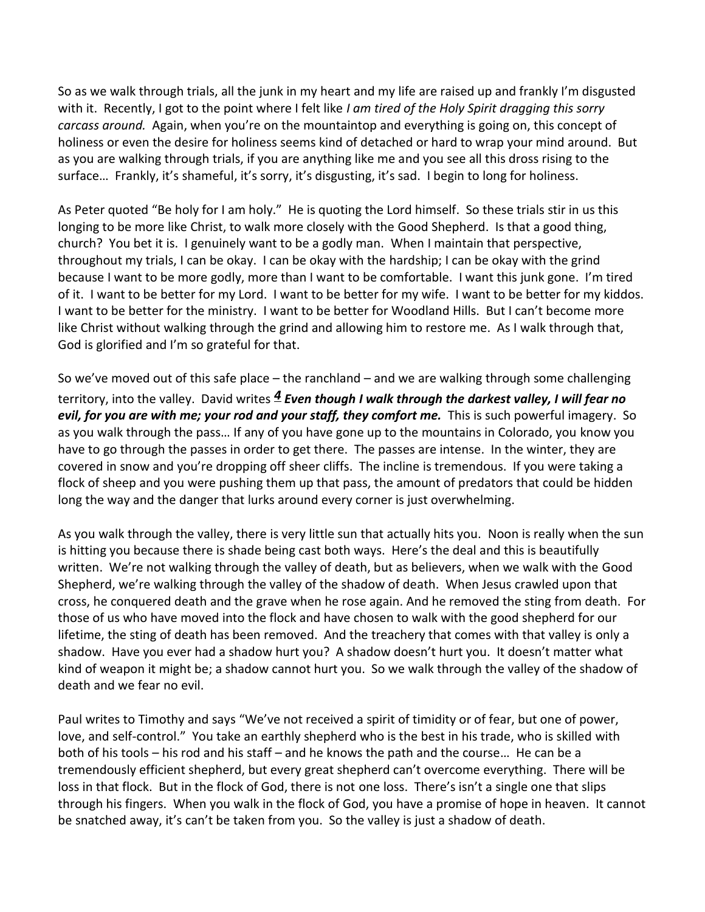So as we walk through trials, all the junk in my heart and my life are raised up and frankly I'm disgusted with it. Recently, I got to the point where I felt like *I am tired of the Holy Spirit dragging this sorry carcass around.* Again, when you're on the mountaintop and everything is going on, this concept of holiness or even the desire for holiness seems kind of detached or hard to wrap your mind around. But as you are walking through trials, if you are anything like me and you see all this dross rising to the surface… Frankly, it's shameful, it's sorry, it's disgusting, it's sad. I begin to long for holiness.

As Peter quoted "Be holy for I am holy." He is quoting the Lord himself. So these trials stir in us this longing to be more like Christ, to walk more closely with the Good Shepherd. Is that a good thing, church? You bet it is. I genuinely want to be a godly man. When I maintain that perspective, throughout my trials, I can be okay. I can be okay with the hardship; I can be okay with the grind because I want to be more godly, more than I want to be comfortable. I want this junk gone. I'm tired of it. I want to be better for my Lord. I want to be better for my wife. I want to be better for my kiddos. I want to be better for the ministry. I want to be better for Woodland Hills. But I can't become more like Christ without walking through the grind and allowing him to restore me. As I walk through that, God is glorified and I'm so grateful for that.

So we've moved out of this safe place – the ranchland – and we are walking through some challenging territory, into the valley. David writes ***4** Even though I walk through the darkest valley, I will fear no evil, for you are with me; your rod and your staff, they comfort me.* This is such powerful imagery. So as you walk through the pass… If any of you have gone up to the mountains in Colorado, you know you have to go through the passes in order to get there. The passes are intense. In the winter, they are covered in snow and you're dropping off sheer cliffs. The incline is tremendous. If you were taking a flock of sheep and you were pushing them up that pass, the amount of predators that could be hidden long the way and the danger that lurks around every corner is just overwhelming.

As you walk through the valley, there is very little sun that actually hits you. Noon is really when the sun is hitting you because there is shade being cast both ways. Here's the deal and this is beautifully written. We're not walking through the valley of death, but as believers, when we walk with the Good Shepherd, we're walking through the valley of the shadow of death. When Jesus crawled upon that cross, he conquered death and the grave when he rose again. And he removed the sting from death. For those of us who have moved into the flock and have chosen to walk with the good shepherd for our lifetime, the sting of death has been removed. And the treachery that comes with that valley is only a shadow. Have you ever had a shadow hurt you? A shadow doesn't hurt you. It doesn't matter what kind of weapon it might be; a shadow cannot hurt you. So we walk through the valley of the shadow of death and we fear no evil.

Paul writes to Timothy and says "We've not received a spirit of timidity or of fear, but one of power, love, and self-control." You take an earthly shepherd who is the best in his trade, who is skilled with both of his tools – his rod and his staff – and he knows the path and the course… He can be a tremendously efficient shepherd, but every great shepherd can't overcome everything. There will be loss in that flock. But in the flock of God, there is not one loss. There's isn't a single one that slips through his fingers. When you walk in the flock of God, you have a promise of hope in heaven. It cannot be snatched away, it's can't be taken from you. So the valley is just a shadow of death.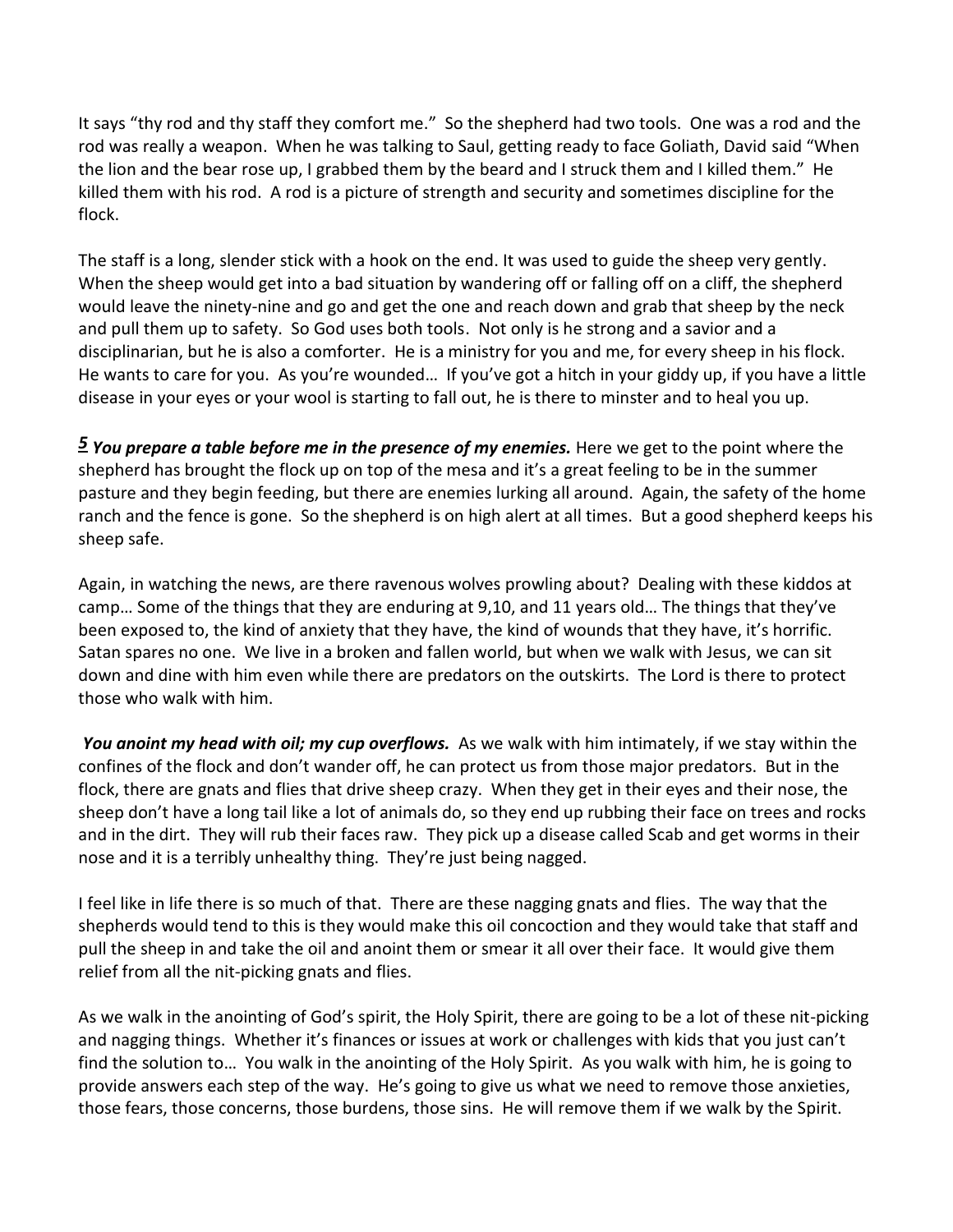It says "thy rod and thy staff they comfort me." So the shepherd had two tools. One was a rod and the rod was really a weapon. When he was talking to Saul, getting ready to face Goliath, David said "When the lion and the bear rose up, I grabbed them by the beard and I struck them and I killed them." He killed them with his rod. A rod is a picture of strength and security and sometimes discipline for the flock.

The staff is a long, slender stick with a hook on the end. It was used to guide the sheep very gently. When the sheep would get into a bad situation by wandering off or falling off on a cliff, the shepherd would leave the ninety-nine and go and get the one and reach down and grab that sheep by the neck and pull them up to safety. So God uses both tools. Not only is he strong and a savior and a disciplinarian, but he is also a comforter. He is a ministry for you and me, for every sheep in his flock. He wants to care for you. As you're wounded… If you've got a hitch in your giddy up, if you have a little disease in your eyes or your wool is starting to fall out, he is there to minster and to heal you up.

***5*** ***You prepare a table before me in the presence of my enemies.*** Here we get to the point where the shepherd has brought the flock up on top of the mesa and it's a great feeling to be in the summer pasture and they begin feeding, but there are enemies lurking all around. Again, the safety of the home ranch and the fence is gone. So the shepherd is on high alert at all times. But a good shepherd keeps his sheep safe.

Again, in watching the news, are there ravenous wolves prowling about? Dealing with these kiddos at camp… Some of the things that they are enduring at 9,10, and 11 years old… The things that they've been exposed to, the kind of anxiety that they have, the kind of wounds that they have, it's horrific. Satan spares no one. We live in a broken and fallen world, but when we walk with Jesus, we can sit down and dine with him even while there are predators on the outskirts. The Lord is there to protect those who walk with him.

***You anoint my head with oil; my cup overflows.*** As we walk with him intimately, if we stay within the confines of the flock and don't wander off, he can protect us from those major predators. But in the flock, there are gnats and flies that drive sheep crazy. When they get in their eyes and their nose, the sheep don't have a long tail like a lot of animals do, so they end up rubbing their face on trees and rocks and in the dirt. They will rub their faces raw. They pick up a disease called Scab and get worms in their nose and it is a terribly unhealthy thing. They're just being nagged.

I feel like in life there is so much of that. There are these nagging gnats and flies. The way that the shepherds would tend to this is they would make this oil concoction and they would take that staff and pull the sheep in and take the oil and anoint them or smear it all over their face. It would give them relief from all the nit-picking gnats and flies.

As we walk in the anointing of God's spirit, the Holy Spirit, there are going to be a lot of these nit-picking and nagging things. Whether it's finances or issues at work or challenges with kids that you just can't find the solution to… You walk in the anointing of the Holy Spirit. As you walk with him, he is going to provide answers each step of the way. He's going to give us what we need to remove those anxieties, those fears, those concerns, those burdens, those sins. He will remove them if we walk by the Spirit.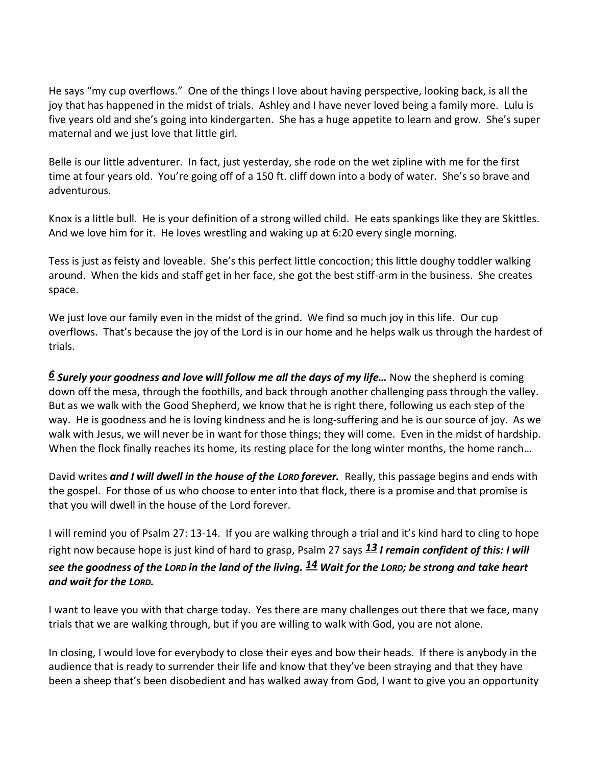He says "my cup overflows." One of the things I love about having perspective, looking back, is all the joy that has happened in the midst of trials. Ashley and I have never loved being a family more. Lulu is five years old and she's going into kindergarten. She has a huge appetite to learn and grow. She's super maternal and we just love that little girl.

Belle is our little adventurer. In fact, just yesterday, she rode on the wet zipline with me for the first time at four years old. You're going off of a 150 ft. cliff down into a body of water. She's so brave and adventurous.

Knox is a little bull. He is your definition of a strong willed child. He eats spankings like they are Skittles. And we love him for it. He loves wrestling and waking up at 6:20 every single morning.

Tess is just as feisty and loveable. She's this perfect little concoction; this little doughy toddler walking around. When the kids and staff get in her face, she got the best stiff-arm in the business. She creates space.

We just love our family even in the midst of the grind. We find so much joy in this life. Our cup overflows. That's because the joy of the Lord is in our home and he helps walk us through the hardest of trials.

***6* Surely your goodness and love will follow me all the days of my life…** Now the shepherd is coming down off the mesa, through the foothills, and back through another challenging pass through the valley. But as we walk with the Good Shepherd, we know that he is right there, following us each step of the way. He is goodness and he is loving kindness and he is long-suffering and he is our source of joy. As we walk with Jesus, we will never be in want for those things; they will come. Even in the midst of hardship. When the flock finally reaches its home, its resting place for the long winter months, the home ranch…

David writes ***and I will dwell in the house of the LORD forever.*** Really, this passage begins and ends with the gospel. For those of us who choose to enter into that flock, there is a promise and that promise is that you will dwell in the house of the Lord forever.

I will remind you of Psalm 27: 13-14. If you are walking through a trial and it's kind hard to cling to hope right now because hope is just kind of hard to grasp, Psalm 27 says ***13* I remain confident of this: I will see the goodness of the LORD in the land of the living. *14* Wait for the LORD; be strong and take heart and wait for the LORD.**

I want to leave you with that charge today. Yes there are many challenges out there that we face, many trials that we are walking through, but if you are willing to walk with God, you are not alone.

In closing, I would love for everybody to close their eyes and bow their heads. If there is anybody in the audience that is ready to surrender their life and know that they've been straying and that they have been a sheep that's been disobedient and has walked away from God, I want to give you an opportunity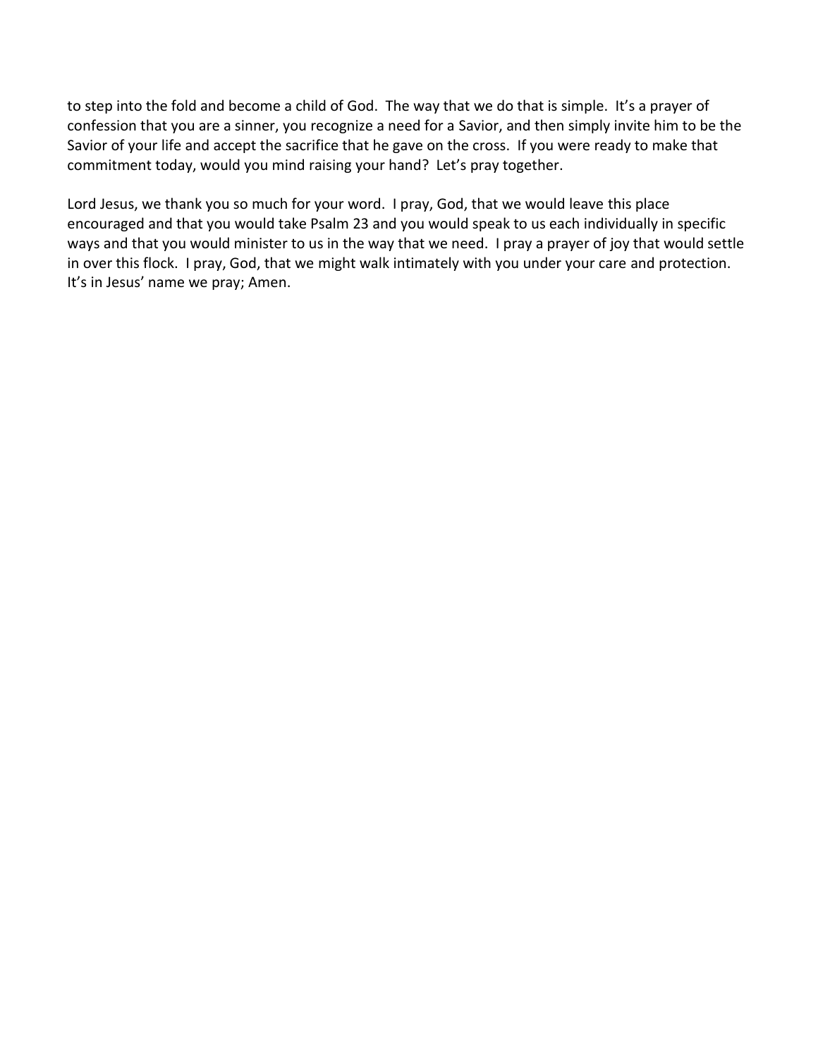to step into the fold and become a child of God. The way that we do that is simple. It's a prayer of confession that you are a sinner, you recognize a need for a Savior, and then simply invite him to be the Savior of your life and accept the sacrifice that he gave on the cross. If you were ready to make that commitment today, would you mind raising your hand? Let's pray together.

Lord Jesus, we thank you so much for your word. I pray, God, that we would leave this place encouraged and that you would take Psalm 23 and you would speak to us each individually in specific ways and that you would minister to us in the way that we need. I pray a prayer of joy that would settle in over this flock. I pray, God, that we might walk intimately with you under your care and protection. It's in Jesus' name we pray; Amen.